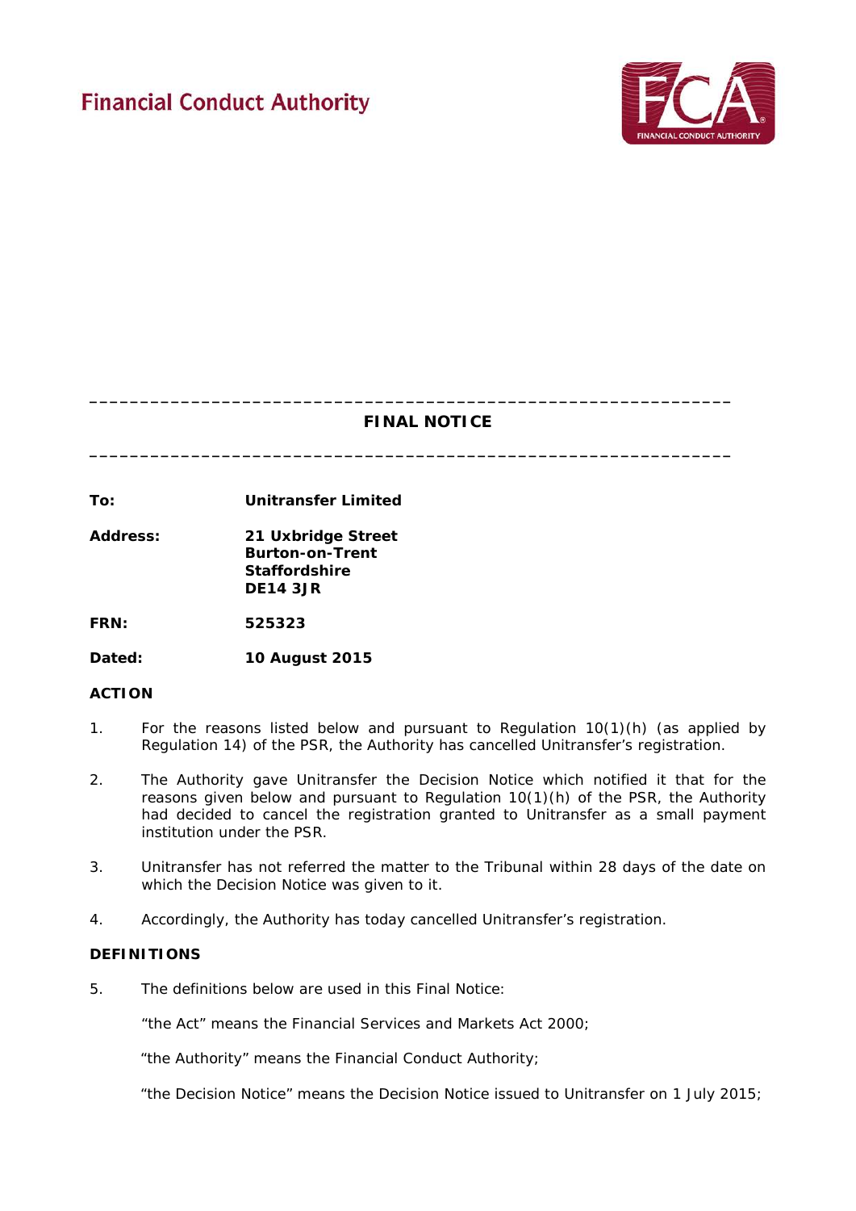Financial Conduct Authority

---

**FINAL NOTICE**

---

| | |
|---|---|
| **To:** | **Unitransfer Limited** |
| **Address:** | **21 Uxbridge Street**<br>**Burton-on-Trent**<br>**Staffordshire**<br>**DE14 3JR** |
| **FRN:** | **525323** |
| **Dated:** | **10 August 2015** |

**ACTION**

1. For the reasons listed below and pursuant to Regulation 10(1)(h) (as applied by Regulation 14) of the PSR, the Authority has cancelled Unitransfer's registration.

2. The Authority gave Unitransfer the Decision Notice which notified it that for the reasons given below and pursuant to Regulation 10(1)(h) of the PSR, the Authority had decided to cancel the registration granted to Unitransfer as a small payment institution under the PSR.

3. Unitransfer has not referred the matter to the Tribunal within 28 days of the date on which the Decision Notice was given to it.

4. Accordingly, the Authority has today cancelled Unitransfer's registration.

**DEFINITIONS**

5. The definitions below are used in this Final Notice:

   "the Act" means the Financial Services and Markets Act 2000;

   "the Authority" means the Financial Conduct Authority;

   "the Decision Notice" means the Decision Notice issued to Unitransfer on 1 July 2015;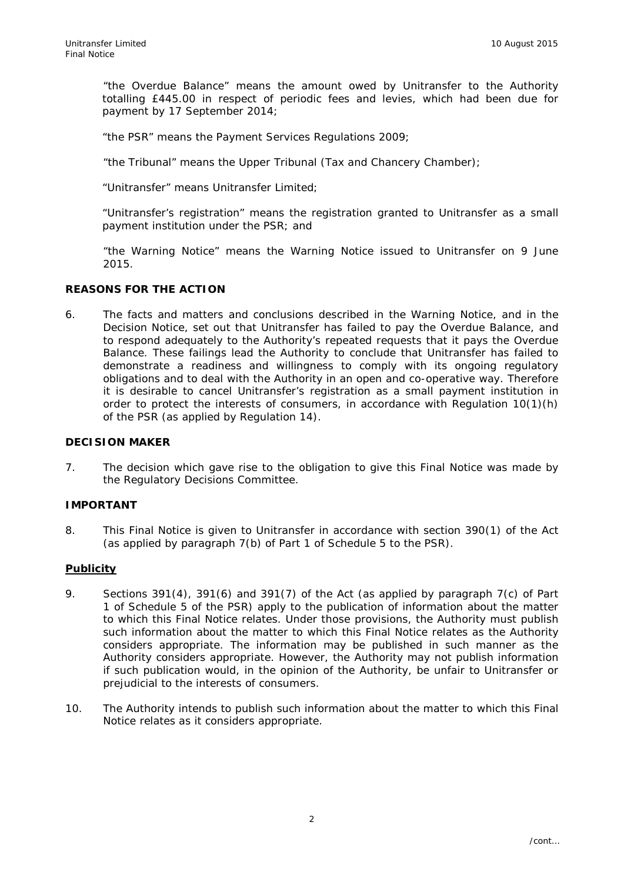"the Overdue Balance" means the amount owed by Unitransfer to the Authority totalling £445.00 in respect of periodic fees and levies, which had been due for payment by 17 September 2014;

"the PSR" means the Payment Services Regulations 2009;

"the Tribunal" means the Upper Tribunal (Tax and Chancery Chamber);

"Unitransfer" means Unitransfer Limited;

"Unitransfer's registration" means the registration granted to Unitransfer as a small payment institution under the PSR; and

"the Warning Notice" means the Warning Notice issued to Unitransfer on 9 June 2015.

**REASONS FOR THE ACTION**

6. The facts and matters and conclusions described in the Warning Notice, and in the Decision Notice, set out that Unitransfer has failed to pay the Overdue Balance, and to respond adequately to the Authority's repeated requests that it pays the Overdue Balance. These failings lead the Authority to conclude that Unitransfer has failed to demonstrate a readiness and willingness to comply with its ongoing regulatory obligations and to deal with the Authority in an open and co-operative way. Therefore it is desirable to cancel Unitransfer's registration as a small payment institution in order to protect the interests of consumers, in accordance with Regulation 10(1)(h) of the PSR (as applied by Regulation 14).

**DECISION MAKER**

7. The decision which gave rise to the obligation to give this Final Notice was made by the Regulatory Decisions Committee.

**IMPORTANT**

8. This Final Notice is given to Unitransfer in accordance with section 390(1) of the Act (as applied by paragraph 7(b) of Part 1 of Schedule 5 to the PSR).

**Publicity**

9. Sections 391(4), 391(6) and 391(7) of the Act (as applied by paragraph 7(c) of Part 1 of Schedule 5 of the PSR) apply to the publication of information about the matter to which this Final Notice relates. Under those provisions, the Authority must publish such information about the matter to which this Final Notice relates as the Authority considers appropriate. The information may be published in such manner as the Authority considers appropriate. However, the Authority may not publish information if such publication would, in the opinion of the Authority, be unfair to Unitransfer or prejudicial to the interests of consumers.

10. The Authority intends to publish such information about the matter to which this Final Notice relates as it considers appropriate.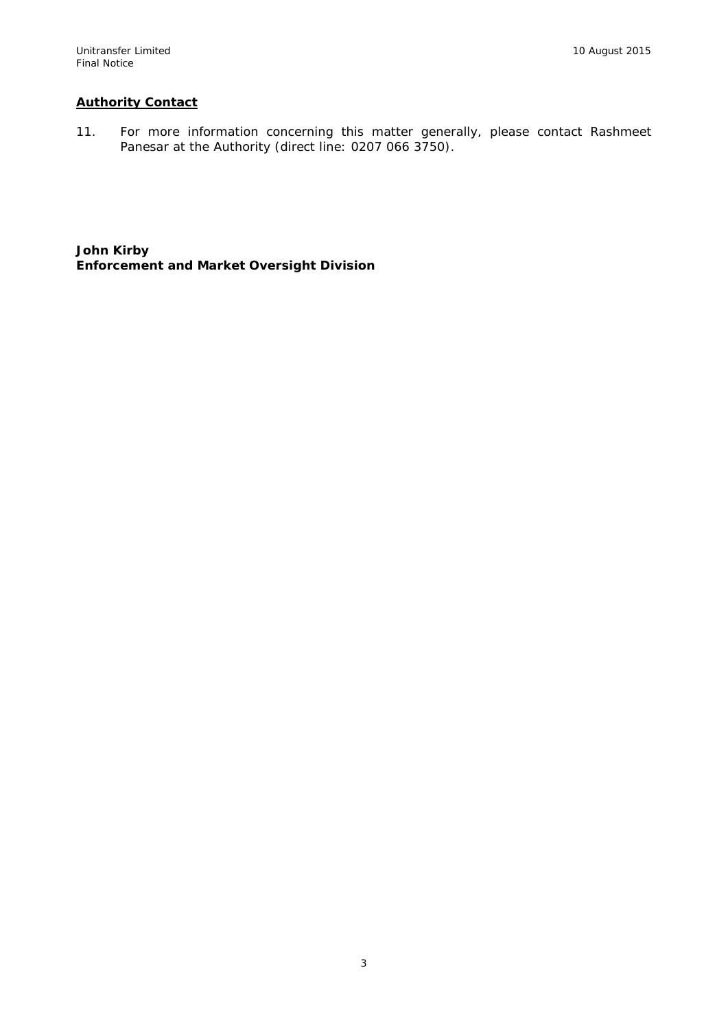**<u>Authority Contact</u>**

11. For more information concerning this matter generally, please contact Rashmeet Panesar at the Authority (direct line: 0207 066 3750).

**John Kirby**
**Enforcement and Market Oversight Division**